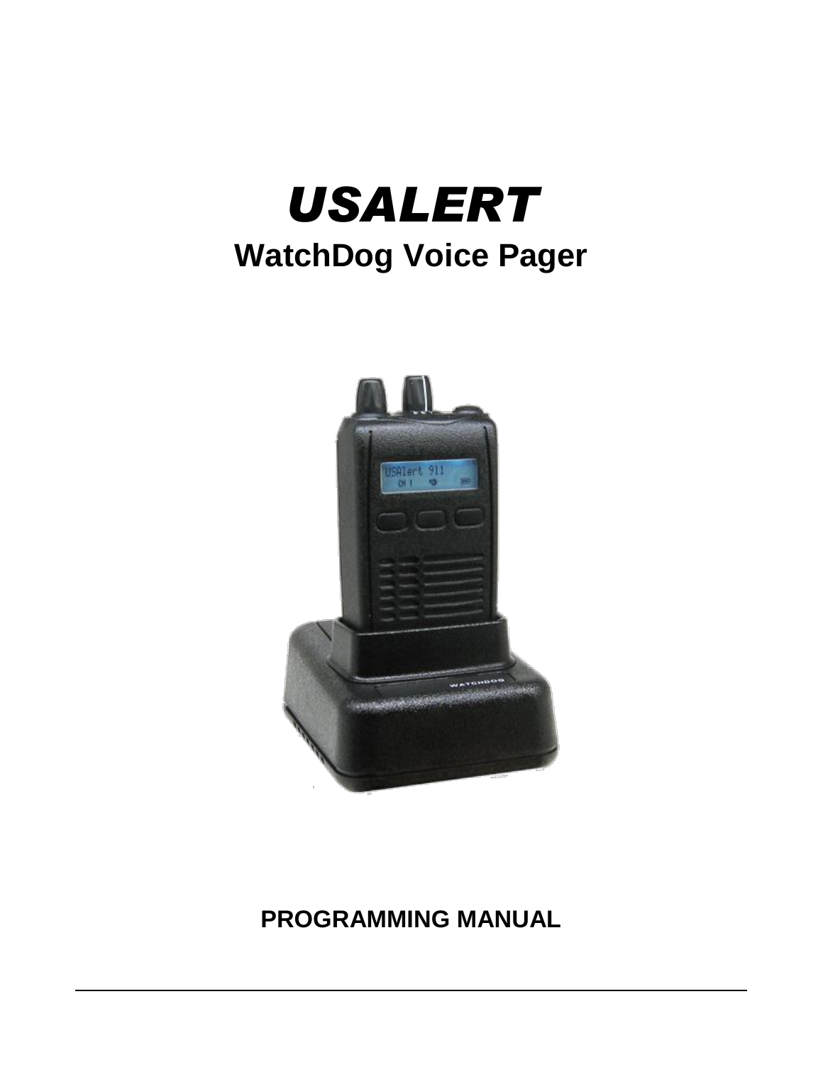# *USALERT*

## WatchDog Voice Pager

**PROGRAMMING MANUAL**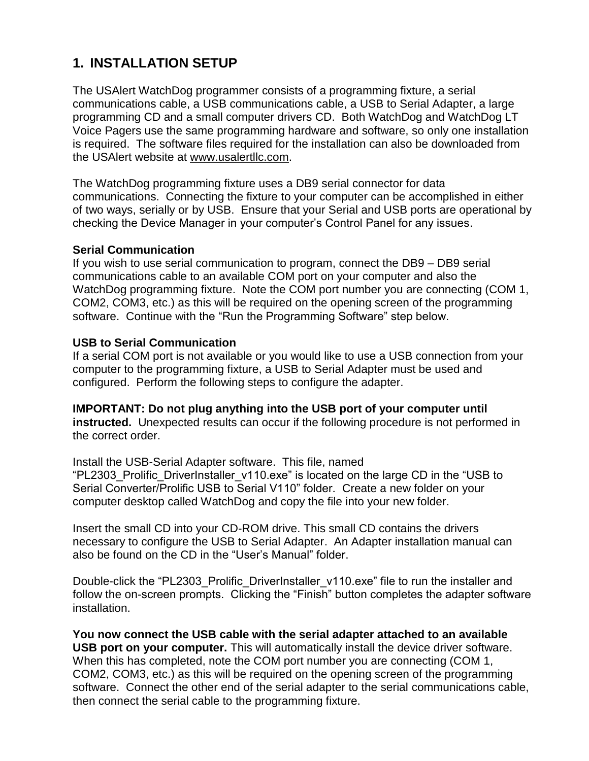## 1. INSTALLATION SETUP

The USAlert WatchDog programmer consists of a programming fixture, a serial communications cable, a USB communications cable, a USB to Serial Adapter, a large programming CD and a small computer drivers CD. Both WatchDog and WatchDog LT Voice Pagers use the same programming hardware and software, so only one installation is required. The software files required for the installation can also be downloaded from the USAlert website at www.usalertllc.com.

The WatchDog programming fixture uses a DB9 serial connector for data communications. Connecting the fixture to your computer can be accomplished in either of two ways, serially or by USB. Ensure that your Serial and USB ports are operational by checking the Device Manager in your computer's Control Panel for any issues.

**Serial Communication**
If you wish to use serial communication to program, connect the DB9 – DB9 serial communications cable to an available COM port on your computer and also the WatchDog programming fixture. Note the COM port number you are connecting (COM 1, COM2, COM3, etc.) as this will be required on the opening screen of the programming software. Continue with the "Run the Programming Software" step below.

**USB to Serial Communication**
If a serial COM port is not available or you would like to use a USB connection from your computer to the programming fixture, a USB to Serial Adapter must be used and configured. Perform the following steps to configure the adapter.

**IMPORTANT: Do not plug anything into the USB port of your computer until instructed.** Unexpected results can occur if the following procedure is not performed in the correct order.

Install the USB-Serial Adapter software. This file, named "PL2303_Prolific_DriverInstaller_v110.exe" is located on the large CD in the "USB to Serial Converter/Prolific USB to Serial V110" folder. Create a new folder on your computer desktop called WatchDog and copy the file into your new folder.

Insert the small CD into your CD-ROM drive. This small CD contains the drivers necessary to configure the USB to Serial Adapter. An Adapter installation manual can also be found on the CD in the "User's Manual" folder.

Double-click the "PL2303_Prolific_DriverInstaller_v110.exe" file to run the installer and follow the on-screen prompts. Clicking the "Finish" button completes the adapter software installation.

**You now connect the USB cable with the serial adapter attached to an available USB port on your computer.** This will automatically install the device driver software. When this has completed, note the COM port number you are connecting (COM 1, COM2, COM3, etc.) as this will be required on the opening screen of the programming software. Connect the other end of the serial adapter to the serial communications cable, then connect the serial cable to the programming fixture.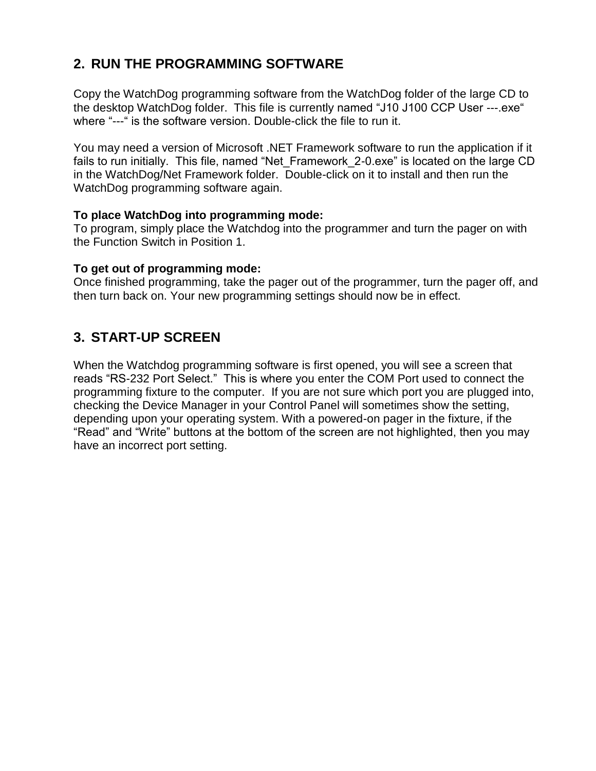## 2. RUN THE PROGRAMMING SOFTWARE

Copy the WatchDog programming software from the WatchDog folder of the large CD to the desktop WatchDog folder. This file is currently named "J10 J100 CCP User ---.exe" where "---" is the software version. Double-click the file to run it.

You may need a version of Microsoft .NET Framework software to run the application if it fails to run initially. This file, named "Net_Framework_2-0.exe" is located on the large CD in the WatchDog/Net Framework folder. Double-click on it to install and then run the WatchDog programming software again.

**To place WatchDog into programming mode:**
To program, simply place the Watchdog into the programmer and turn the pager on with the Function Switch in Position 1.

**To get out of programming mode:**
Once finished programming, take the pager out of the programmer, turn the pager off, and then turn back on. Your new programming settings should now be in effect.

## 3. START-UP SCREEN

When the Watchdog programming software is first opened, you will see a screen that reads "RS-232 Port Select." This is where you enter the COM Port used to connect the programming fixture to the computer. If you are not sure which port you are plugged into, checking the Device Manager in your Control Panel will sometimes show the setting, depending upon your operating system. With a powered-on pager in the fixture, if the "Read" and "Write" buttons at the bottom of the screen are not highlighted, then you may have an incorrect port setting.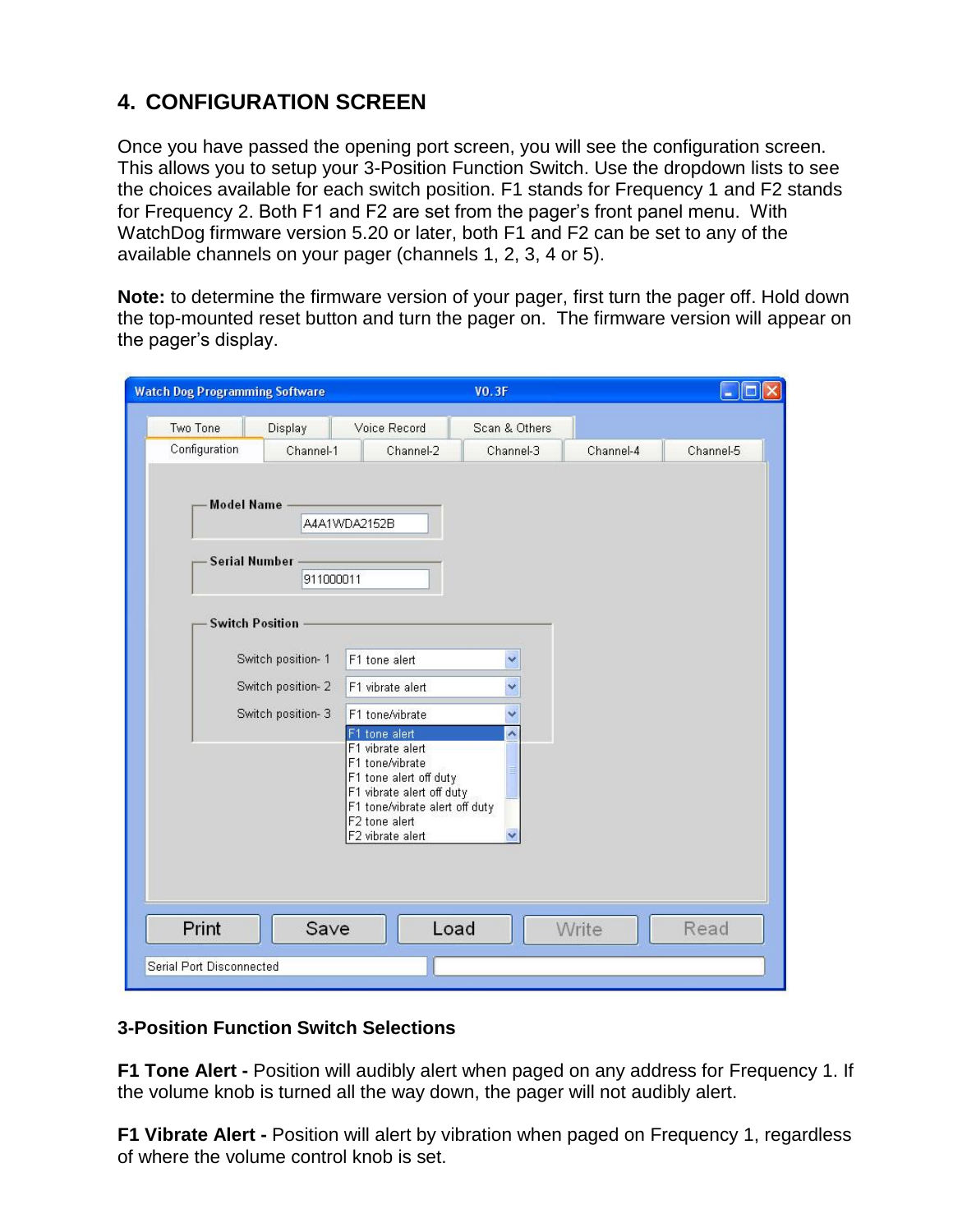## 4. CONFIGURATION SCREEN

Once you have passed the opening port screen, you will see the configuration screen. This allows you to setup your 3-Position Function Switch. Use the dropdown lists to see the choices available for each switch position. F1 stands for Frequency 1 and F2 stands for Frequency 2. Both F1 and F2 are set from the pager's front panel menu. With WatchDog firmware version 5.20 or later, both F1 and F2 can be set to any of the available channels on your pager (channels 1, 2, 3, 4 or 5).

**Note:** to determine the firmware version of your pager, first turn the pager off. Hold down the top-mounted reset button and turn the pager on. The firmware version will appear on the pager's display.

**3-Position Function Switch Selections**

**F1 Tone Alert -** Position will audibly alert when paged on any address for Frequency 1. If the volume knob is turned all the way down, the pager will not audibly alert.

**F1 Vibrate Alert -** Position will alert by vibration when paged on Frequency 1, regardless of where the volume control knob is set.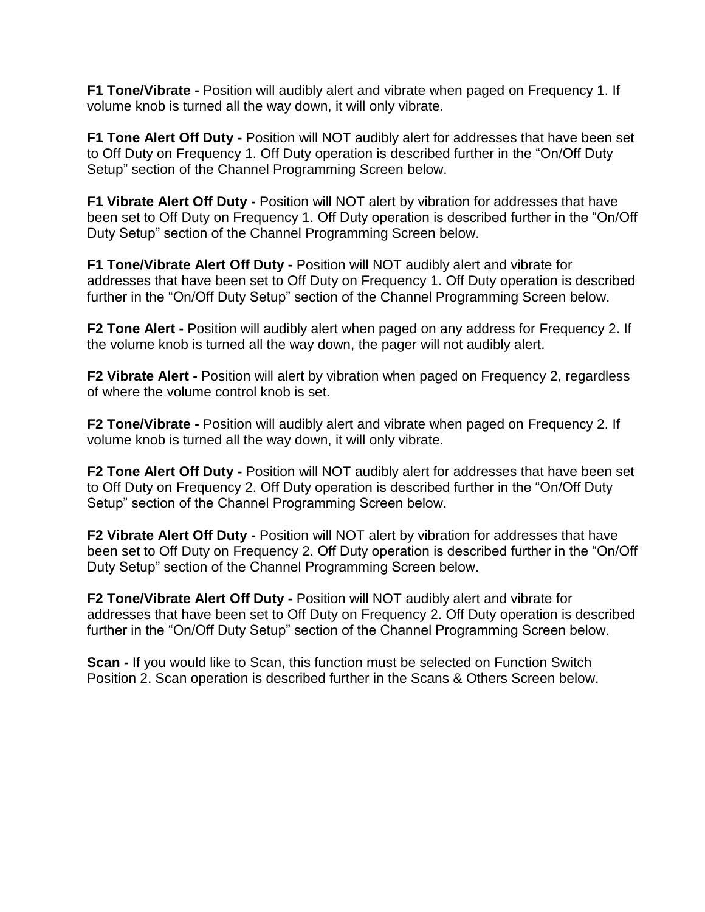**F1 Tone/Vibrate -** Position will audibly alert and vibrate when paged on Frequency 1. If volume knob is turned all the way down, it will only vibrate.

**F1 Tone Alert Off Duty -** Position will NOT audibly alert for addresses that have been set to Off Duty on Frequency 1. Off Duty operation is described further in the "On/Off Duty Setup" section of the Channel Programming Screen below.

**F1 Vibrate Alert Off Duty -** Position will NOT alert by vibration for addresses that have been set to Off Duty on Frequency 1. Off Duty operation is described further in the "On/Off Duty Setup" section of the Channel Programming Screen below.

**F1 Tone/Vibrate Alert Off Duty -** Position will NOT audibly alert and vibrate for addresses that have been set to Off Duty on Frequency 1. Off Duty operation is described further in the "On/Off Duty Setup" section of the Channel Programming Screen below.

**F2 Tone Alert -** Position will audibly alert when paged on any address for Frequency 2. If the volume knob is turned all the way down, the pager will not audibly alert.

**F2 Vibrate Alert -** Position will alert by vibration when paged on Frequency 2, regardless of where the volume control knob is set.

**F2 Tone/Vibrate -** Position will audibly alert and vibrate when paged on Frequency 2. If volume knob is turned all the way down, it will only vibrate.

**F2 Tone Alert Off Duty -** Position will NOT audibly alert for addresses that have been set to Off Duty on Frequency 2. Off Duty operation is described further in the "On/Off Duty Setup" section of the Channel Programming Screen below.

**F2 Vibrate Alert Off Duty -** Position will NOT alert by vibration for addresses that have been set to Off Duty on Frequency 2. Off Duty operation is described further in the "On/Off Duty Setup" section of the Channel Programming Screen below.

**F2 Tone/Vibrate Alert Off Duty -** Position will NOT audibly alert and vibrate for addresses that have been set to Off Duty on Frequency 2. Off Duty operation is described further in the "On/Off Duty Setup" section of the Channel Programming Screen below.

**Scan -** If you would like to Scan, this function must be selected on Function Switch Position 2. Scan operation is described further in the Scans & Others Screen below.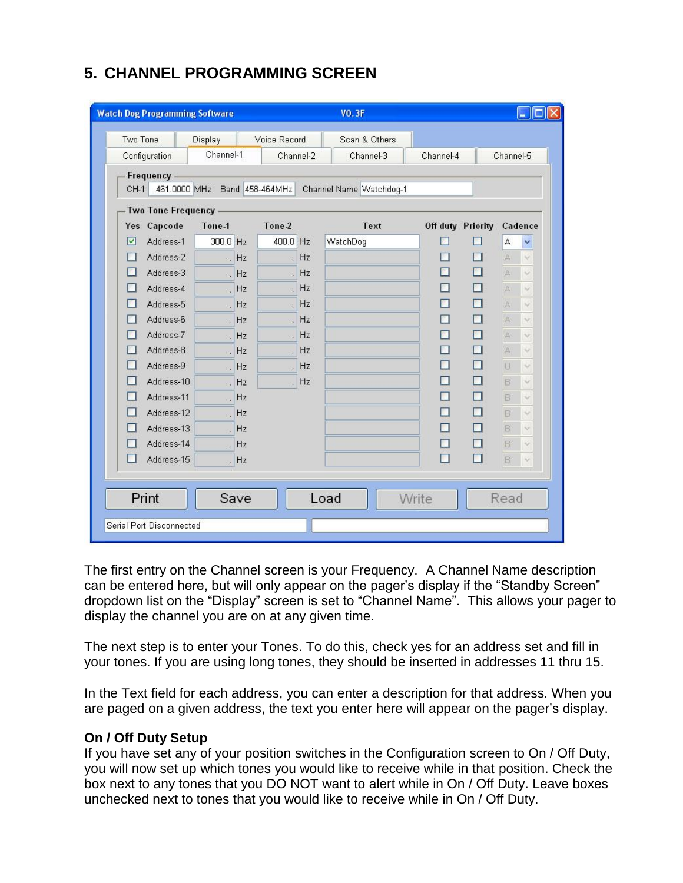## 5. CHANNEL PROGRAMMING SCREEN

The first entry on the Channel screen is your Frequency. A Channel Name description can be entered here, but will only appear on the pager's display if the "Standby Screen" dropdown list on the "Display" screen is set to "Channel Name". This allows your pager to display the channel you are on at any given time.

The next step is to enter your Tones. To do this, check yes for an address set and fill in your tones. If you are using long tones, they should be inserted in addresses 11 thru 15.

In the Text field for each address, you can enter a description for that address. When you are paged on a given address, the text you enter here will appear on the pager's display.

**On / Off Duty Setup**

If you have set any of your position switches in the Configuration screen to On / Off Duty, you will now set up which tones you would like to receive while in that position. Check the box next to any tones that you DO NOT want to alert while in On / Off Duty. Leave boxes unchecked next to tones that you would like to receive while in On / Off Duty.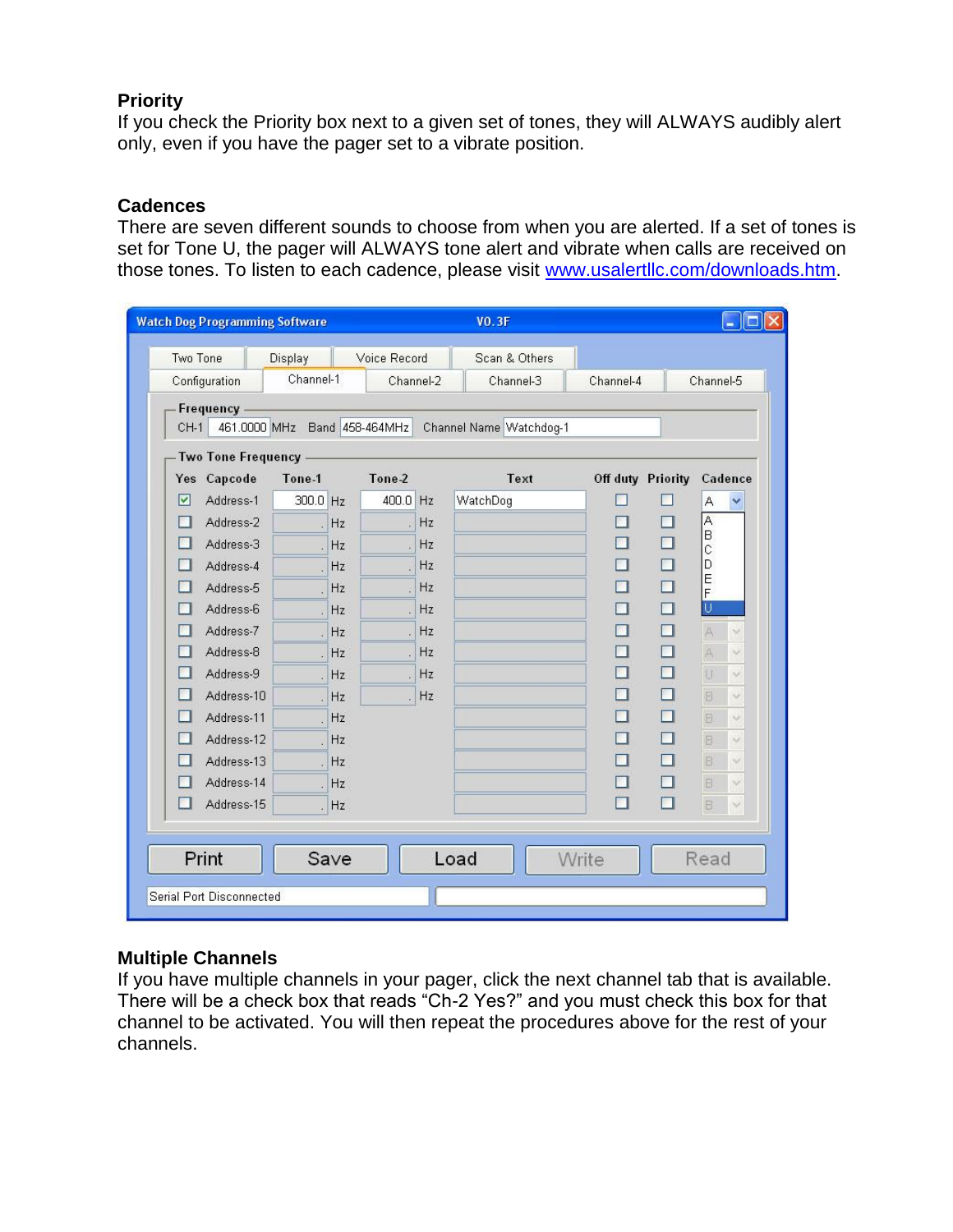### Priority

If you check the Priority box next to a given set of tones, they will ALWAYS audibly alert only, even if you have the pager set to a vibrate position.

### Cadences

There are seven different sounds to choose from when you are alerted. If a set of tones is set for Tone U, the pager will ALWAYS tone alert and vibrate when calls are received on those tones. To listen to each cadence, please visit www.usalertllc.com/downloads.htm.

### Multiple Channels

If you have multiple channels in your pager, click the next channel tab that is available. There will be a check box that reads "Ch-2 Yes?" and you must check this box for that channel to be activated. You will then repeat the procedures above for the rest of your channels.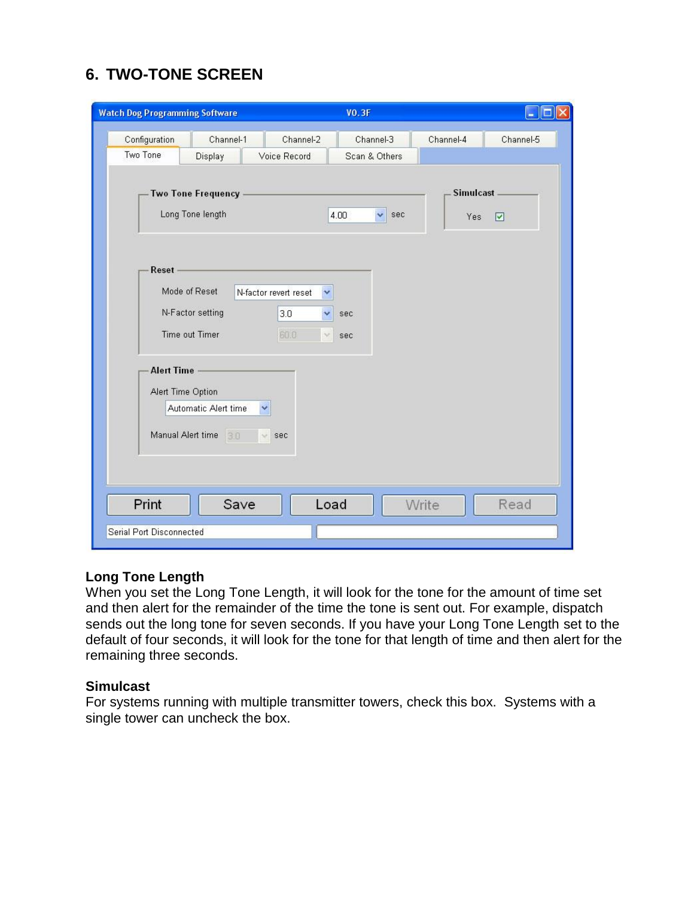## 6. TWO-TONE SCREEN

### Long Tone Length

When you set the Long Tone Length, it will look for the tone for the amount of time set and then alert for the remainder of the time the tone is sent out. For example, dispatch sends out the long tone for seven seconds. If you have your Long Tone Length set to the default of four seconds, it will look for the tone for that length of time and then alert for the remaining three seconds.

### Simulcast

For systems running with multiple transmitter towers, check this box. Systems with a single tower can uncheck the box.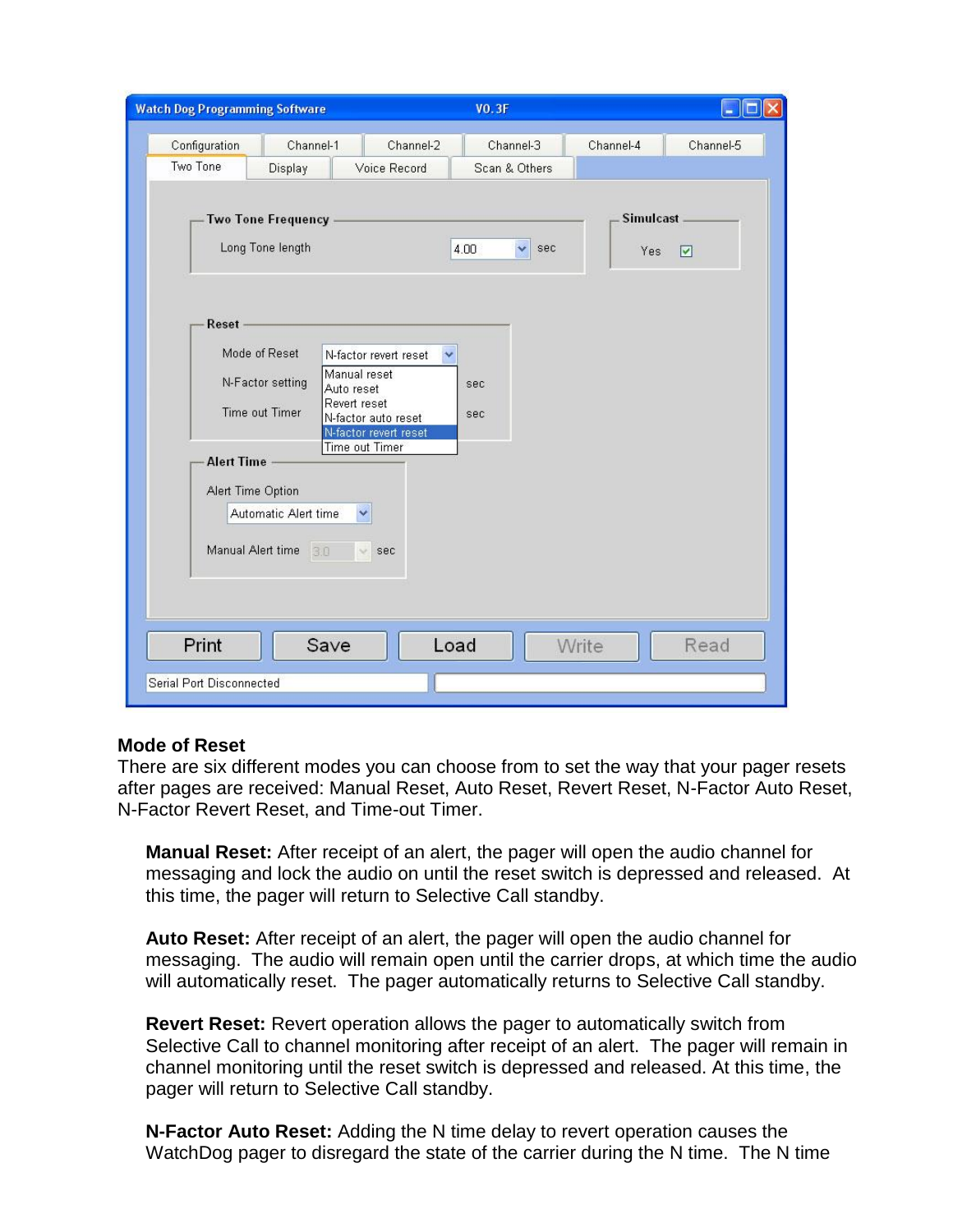**Mode of Reset**
There are six different modes you can choose from to set the way that your pager resets after pages are received: Manual Reset, Auto Reset, Revert Reset, N-Factor Auto Reset, N-Factor Revert Reset, and Time-out Timer.

**Manual Reset:** After receipt of an alert, the pager will open the audio channel for messaging and lock the audio on until the reset switch is depressed and released. At this time, the pager will return to Selective Call standby.

**Auto Reset:** After receipt of an alert, the pager will open the audio channel for messaging. The audio will remain open until the carrier drops, at which time the audio will automatically reset. The pager automatically returns to Selective Call standby.

**Revert Reset:** Revert operation allows the pager to automatically switch from Selective Call to channel monitoring after receipt of an alert. The pager will remain in channel monitoring until the reset switch is depressed and released. At this time, the pager will return to Selective Call standby.

**N-Factor Auto Reset:** Adding the N time delay to revert operation causes the WatchDog pager to disregard the state of the carrier during the N time. The N time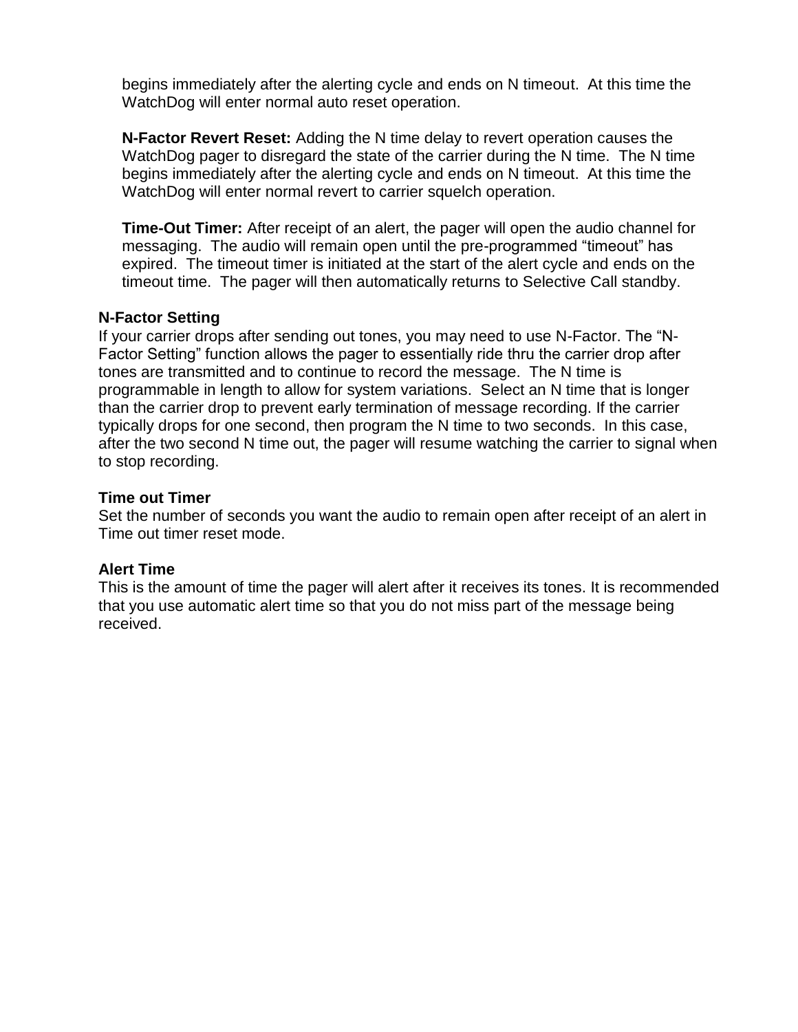begins immediately after the alerting cycle and ends on N timeout.  At this time the WatchDog will enter normal auto reset operation.

**N-Factor Revert Reset:** Adding the N time delay to revert operation causes the WatchDog pager to disregard the state of the carrier during the N time.  The N time begins immediately after the alerting cycle and ends on N timeout.  At this time the WatchDog will enter normal revert to carrier squelch operation.

**Time-Out Timer:** After receipt of an alert, the pager will open the audio channel for messaging.  The audio will remain open until the pre-programmed "timeout" has expired.  The timeout timer is initiated at the start of the alert cycle and ends on the timeout time.  The pager will then automatically returns to Selective Call standby.

**N-Factor Setting**

If your carrier drops after sending out tones, you may need to use N-Factor. The "N-Factor Setting" function allows the pager to essentially ride thru the carrier drop after tones are transmitted and to continue to record the message.  The N time is programmable in length to allow for system variations.  Select an N time that is longer than the carrier drop to prevent early termination of message recording. If the carrier typically drops for one second, then program the N time to two seconds.  In this case, after the two second N time out, the pager will resume watching the carrier to signal when to stop recording.

**Time out Timer**

Set the number of seconds you want the audio to remain open after receipt of an alert in Time out timer reset mode.

**Alert Time**

This is the amount of time the pager will alert after it receives its tones. It is recommended that you use automatic alert time so that you do not miss part of the message being received.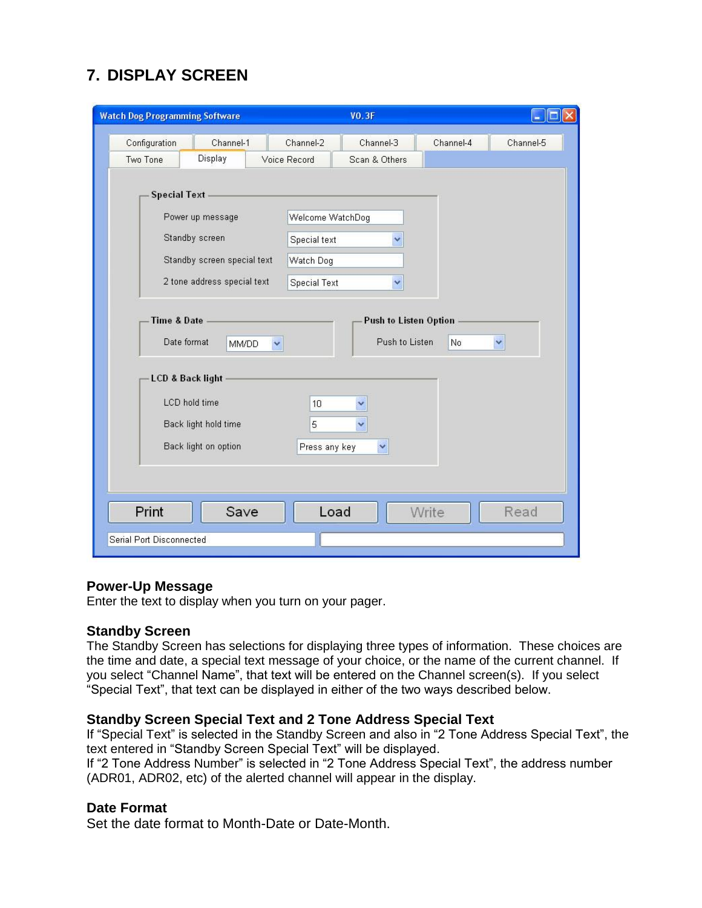# 7. DISPLAY SCREEN

### Power-Up Message

Enter the text to display when you turn on your pager.

### Standby Screen

The Standby Screen has selections for displaying three types of information. These choices are the time and date, a special text message of your choice, or the name of the current channel. If you select "Channel Name", that text will be entered on the Channel screen(s). If you select "Special Text", that text can be displayed in either of the two ways described below.

### Standby Screen Special Text and 2 Tone Address Special Text

If "Special Text" is selected in the Standby Screen and also in "2 Tone Address Special Text", the text entered in "Standby Screen Special Text" will be displayed.
If "2 Tone Address Number" is selected in "2 Tone Address Special Text", the address number (ADR01, ADR02, etc) of the alerted channel will appear in the display.

### Date Format

Set the date format to Month-Date or Date-Month.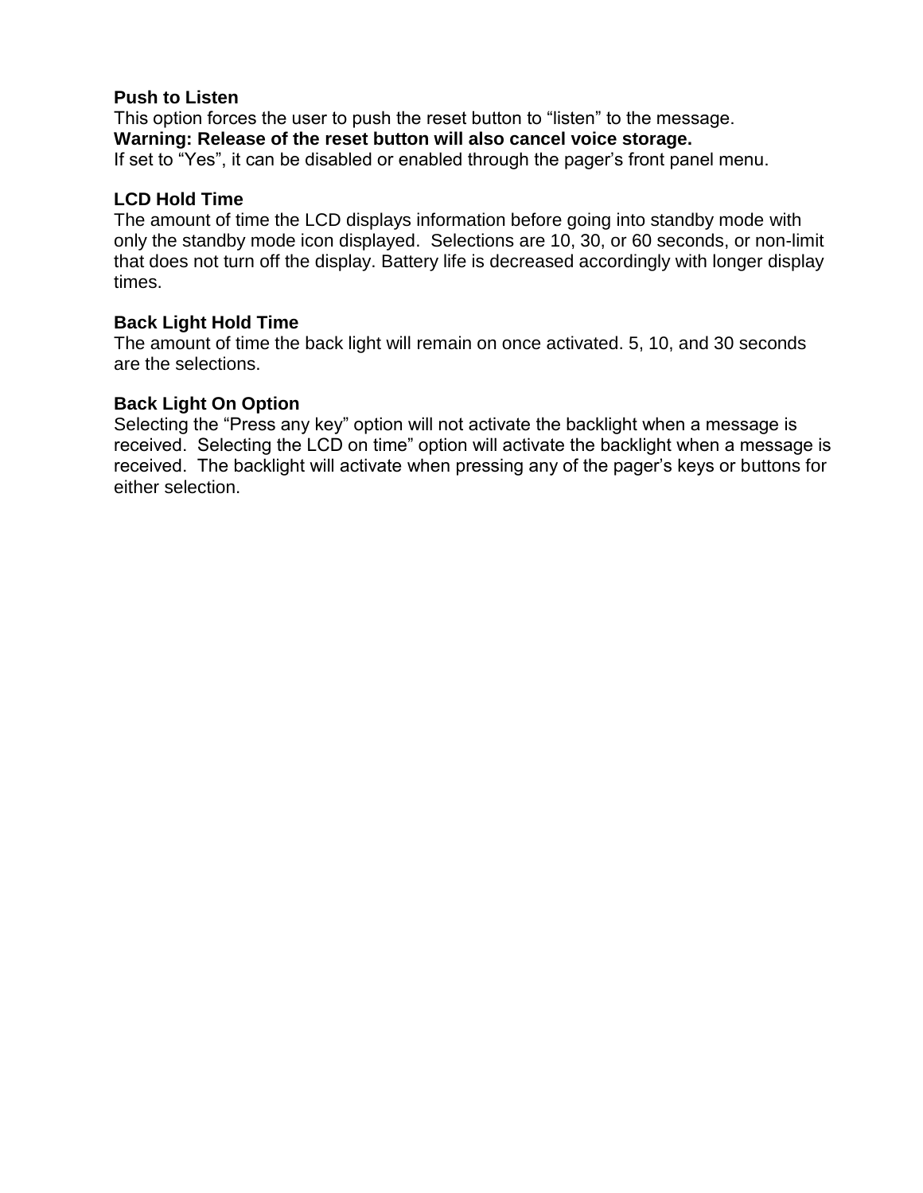**Push to Listen**

This option forces the user to push the reset button to “listen” to the message.
**Warning: Release of the reset button will also cancel voice storage.**
If set to “Yes”, it can be disabled or enabled through the pager’s front panel menu.

**LCD Hold Time**

The amount of time the LCD displays information before going into standby mode with only the standby mode icon displayed. Selections are 10, 30, or 60 seconds, or non-limit that does not turn off the display. Battery life is decreased accordingly with longer display times.

**Back Light Hold Time**

The amount of time the back light will remain on once activated. 5, 10, and 30 seconds are the selections.

**Back Light On Option**

Selecting the “Press any key” option will not activate the backlight when a message is received. Selecting the LCD on time” option will activate the backlight when a message is received. The backlight will activate when pressing any of the pager’s keys or buttons for either selection.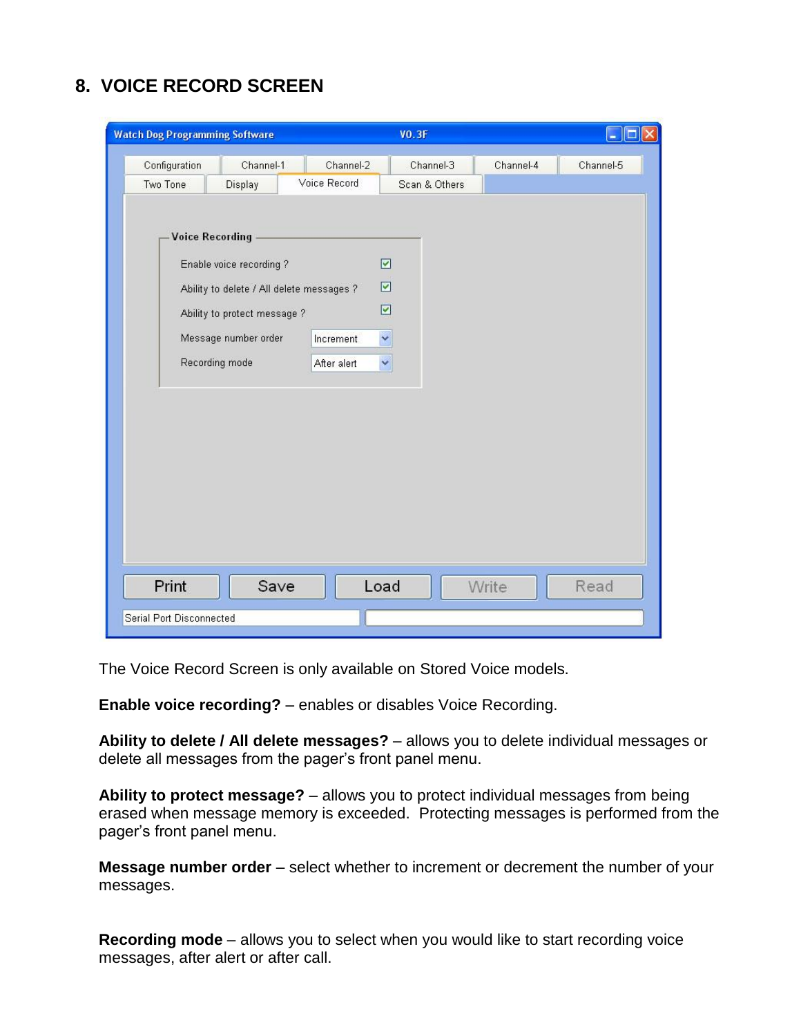## 8. VOICE RECORD SCREEN

The Voice Record Screen is only available on Stored Voice models.

**Enable voice recording?** – enables or disables Voice Recording.

**Ability to delete / All delete messages?** – allows you to delete individual messages or delete all messages from the pager's front panel menu.

**Ability to protect message?** – allows you to protect individual messages from being erased when message memory is exceeded. Protecting messages is performed from the pager's front panel menu.

**Message number order** – select whether to increment or decrement the number of your messages.

**Recording mode** – allows you to select when you would like to start recording voice messages, after alert or after call.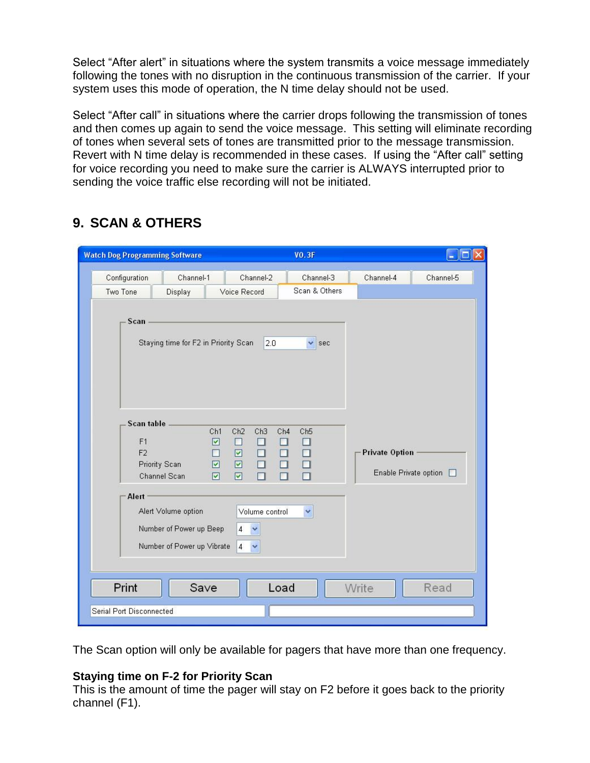Select “After alert” in situations where the system transmits a voice message immediately following the tones with no disruption in the continuous transmission of the carrier. If your system uses this mode of operation, the N time delay should not be used.

Select “After call” in situations where the carrier drops following the transmission of tones and then comes up again to send the voice message. This setting will eliminate recording of tones when several sets of tones are transmitted prior to the message transmission. Revert with N time delay is recommended in these cases. If using the “After call” setting for voice recording you need to make sure the carrier is ALWAYS interrupted prior to sending the voice traffic else recording will not be initiated.

## 9. SCAN & OTHERS

The Scan option will only be available for pagers that have more than one frequency.

**Staying time on F-2 for Priority Scan**

This is the amount of time the pager will stay on F2 before it goes back to the priority channel (F1).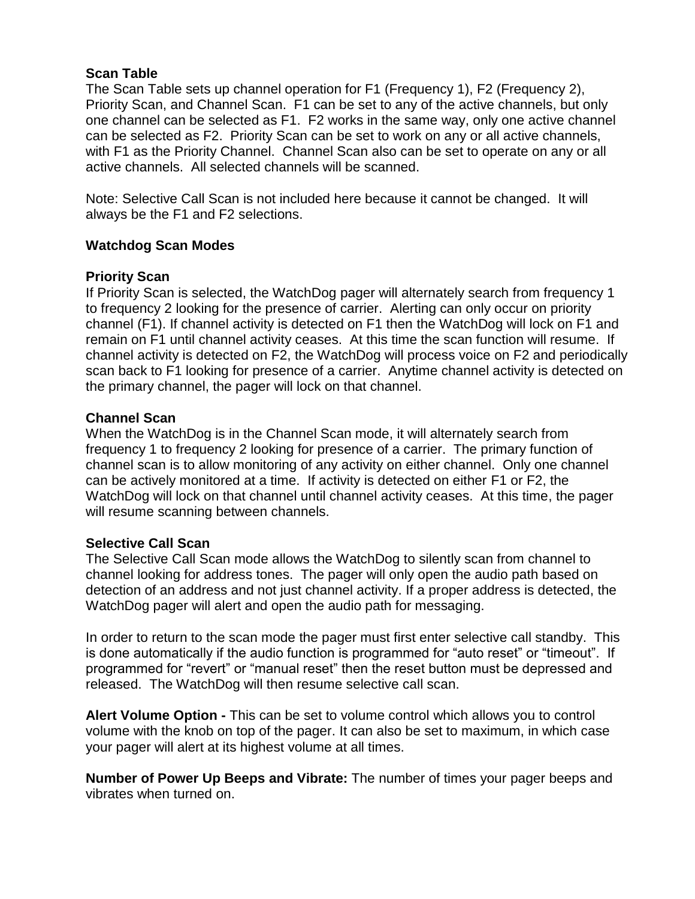**Scan Table**

The Scan Table sets up channel operation for F1 (Frequency 1), F2 (Frequency 2), Priority Scan, and Channel Scan. F1 can be set to any of the active channels, but only one channel can be selected as F1. F2 works in the same way, only one active channel can be selected as F2. Priority Scan can be set to work on any or all active channels, with F1 as the Priority Channel. Channel Scan also can be set to operate on any or all active channels. All selected channels will be scanned.

Note: Selective Call Scan is not included here because it cannot be changed. It will always be the F1 and F2 selections.

**Watchdog Scan Modes**

**Priority Scan**

If Priority Scan is selected, the WatchDog pager will alternately search from frequency 1 to frequency 2 looking for the presence of carrier. Alerting can only occur on priority channel (F1). If channel activity is detected on F1 then the WatchDog will lock on F1 and remain on F1 until channel activity ceases. At this time the scan function will resume. If channel activity is detected on F2, the WatchDog will process voice on F2 and periodically scan back to F1 looking for presence of a carrier. Anytime channel activity is detected on the primary channel, the pager will lock on that channel.

**Channel Scan**

When the WatchDog is in the Channel Scan mode, it will alternately search from frequency 1 to frequency 2 looking for presence of a carrier. The primary function of channel scan is to allow monitoring of any activity on either channel. Only one channel can be actively monitored at a time. If activity is detected on either F1 or F2, the WatchDog will lock on that channel until channel activity ceases. At this time, the pager will resume scanning between channels.

**Selective Call Scan**

The Selective Call Scan mode allows the WatchDog to silently scan from channel to channel looking for address tones. The pager will only open the audio path based on detection of an address and not just channel activity. If a proper address is detected, the WatchDog pager will alert and open the audio path for messaging.

In order to return to the scan mode the pager must first enter selective call standby. This is done automatically if the audio function is programmed for "auto reset" or "timeout". If programmed for "revert" or "manual reset" then the reset button must be depressed and released. The WatchDog will then resume selective call scan.

**Alert Volume Option -** This can be set to volume control which allows you to control volume with the knob on top of the pager. It can also be set to maximum, in which case your pager will alert at its highest volume at all times.

**Number of Power Up Beeps and Vibrate:** The number of times your pager beeps and vibrates when turned on.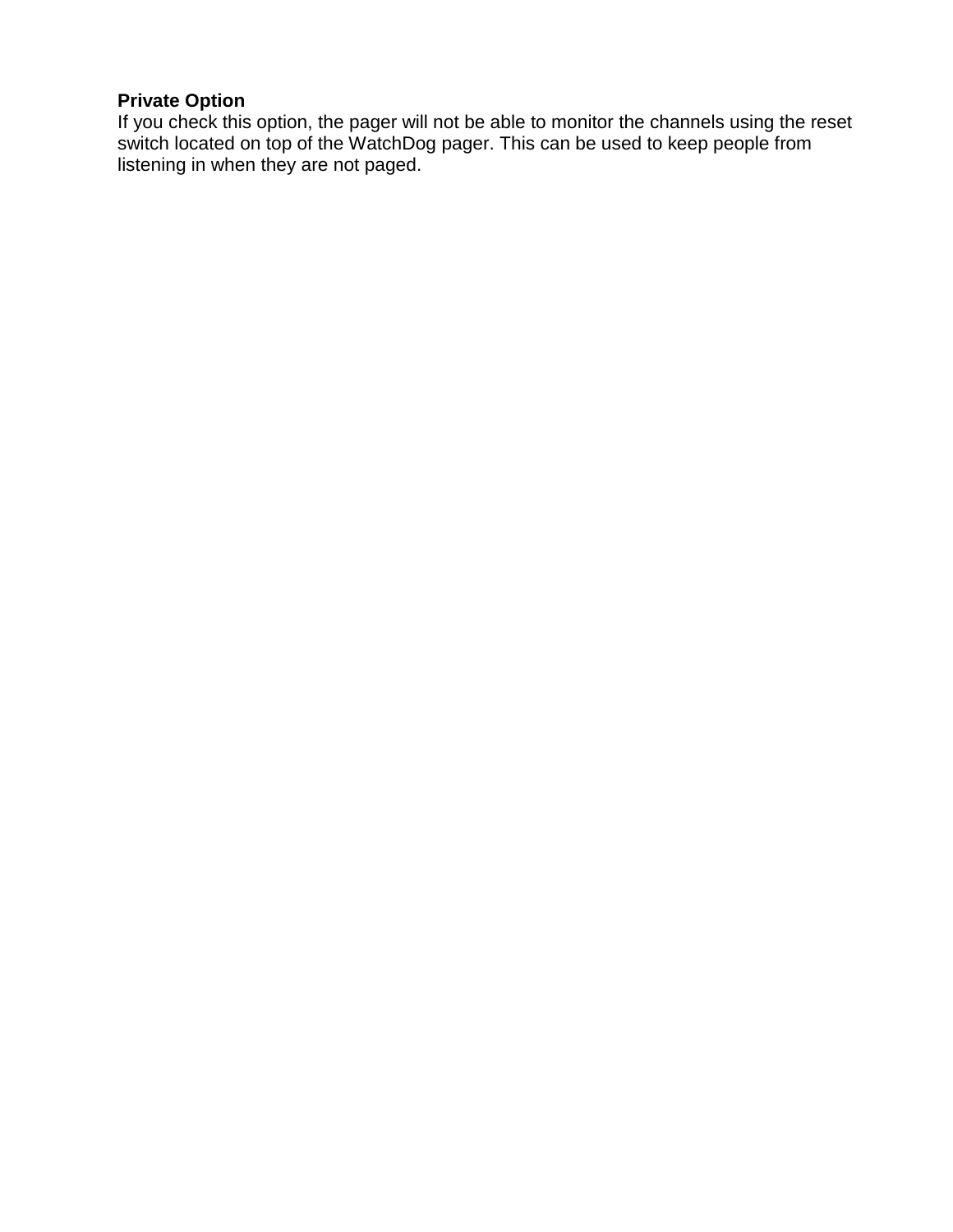**Private Option**

If you check this option, the pager will not be able to monitor the channels using the reset switch located on top of the WatchDog pager. This can be used to keep people from listening in when they are not paged.